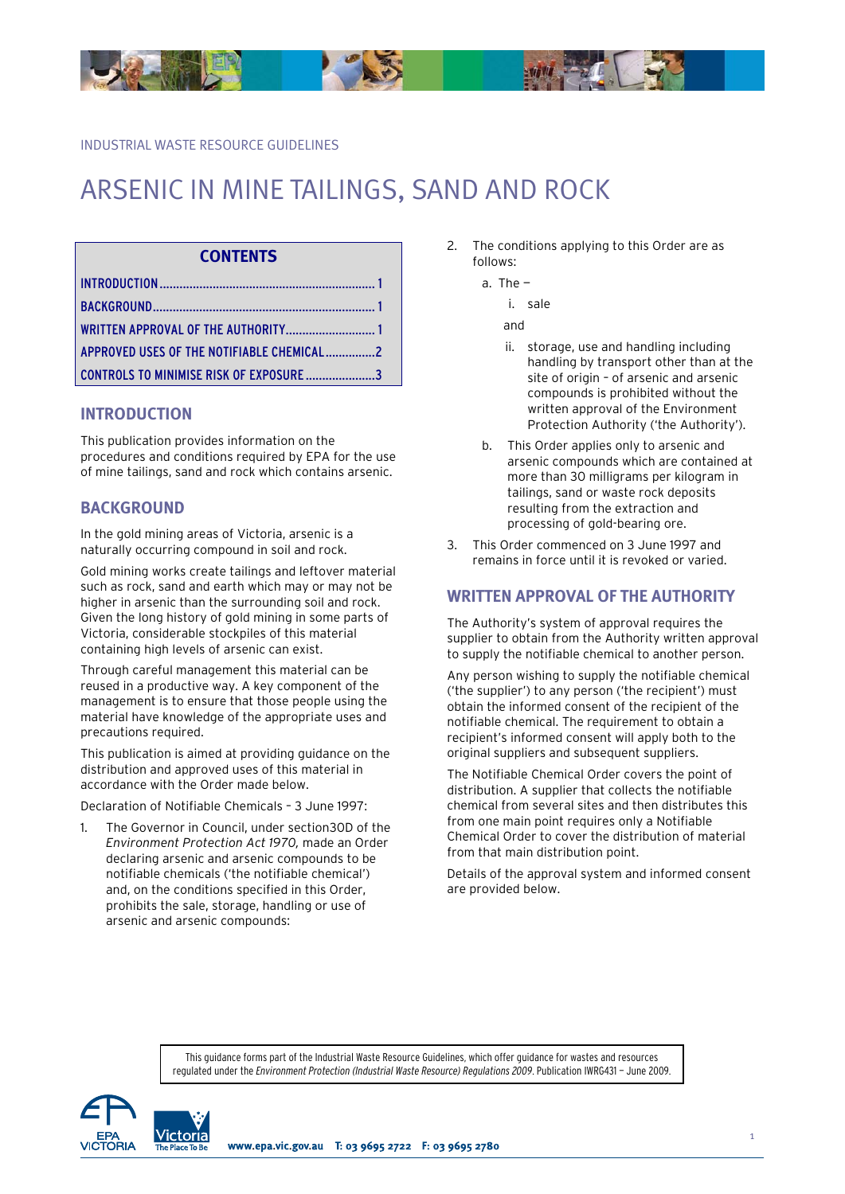INDUSTRIAL WASTE RESOURCE GUIDELINES

# ARSENIC IN MINE TAILINGS, SAND AND ROCK

**CONTENTS**

- INTRODUCTION ............ 1
- BACKGROUND ............ 1
- WRITTEN APPROVAL OF THE AUTHORITY ............ 1
- APPROVED USES OF THE NOTIFIABLE CHEMICAL ............ 2
- CONTROLS TO MINIMISE RISK OF EXPOSURE ............ 3

## INTRODUCTION

This publication provides information on the procedures and conditions required by EPA for the use of mine tailings, sand and rock which contains arsenic.

## BACKGROUND

In the gold mining areas of Victoria, arsenic is a naturally occurring compound in soil and rock.

Gold mining works create tailings and leftover material such as rock, sand and earth which may or may not be higher in arsenic than the surrounding soil and rock. Given the long history of gold mining in some parts of Victoria, considerable stockpiles of this material containing high levels of arsenic can exist.

Through careful management this material can be reused in a productive way. A key component of the management is to ensure that those people using the material have knowledge of the appropriate uses and precautions required.

This publication is aimed at providing guidance on the distribution and approved uses of this material in accordance with the Order made below.

Declaration of Notifiable Chemicals – 3 June 1997:

1. The Governor in Council, under section30D of the *Environment Protection Act 1970,* made an Order declaring arsenic and arsenic compounds to be notifiable chemicals ('the notifiable chemical') and, on the conditions specified in this Order, prohibits the sale, storage, handling or use of arsenic and arsenic compounds:
2. The conditions applying to this Order are as follows:
   a. The –
      i. sale

      and

      ii. storage, use and handling including handling by transport other than at the site of origin – of arsenic and arsenic compounds is prohibited without the written approval of the Environment Protection Authority ('the Authority').

   b. This Order applies only to arsenic and arsenic compounds which are contained at more than 30 milligrams per kilogram in tailings, sand or waste rock deposits resulting from the extraction and processing of gold-bearing ore.
3. This Order commenced on 3 June 1997 and remains in force until it is revoked or varied.

## WRITTEN APPROVAL OF THE AUTHORITY

The Authority's system of approval requires the supplier to obtain from the Authority written approval to supply the notifiable chemical to another person.

Any person wishing to supply the notifiable chemical ('the supplier') to any person ('the recipient') must obtain the informed consent of the recipient of the notifiable chemical. The requirement to obtain a recipient's informed consent will apply both to the original suppliers and subsequent suppliers.

The Notifiable Chemical Order covers the point of distribution. A supplier that collects the notifiable chemical from several sites and then distributes this from one main point requires only a Notifiable Chemical Order to cover the distribution of material from that main distribution point.

Details of the approval system and informed consent are provided below.

This guidance forms part of the Industrial Waste Resource Guidelines, which offer guidance for wastes and resources regulated under the *Environment Protection (Industrial Waste Resource) Regulations 2009*. Publication IWRG431 – June 2009.

EPA VICTORIA — Victoria The Place To Be

www.epa.vic.gov.au T: 03 9695 2722 F: 03 9695 2780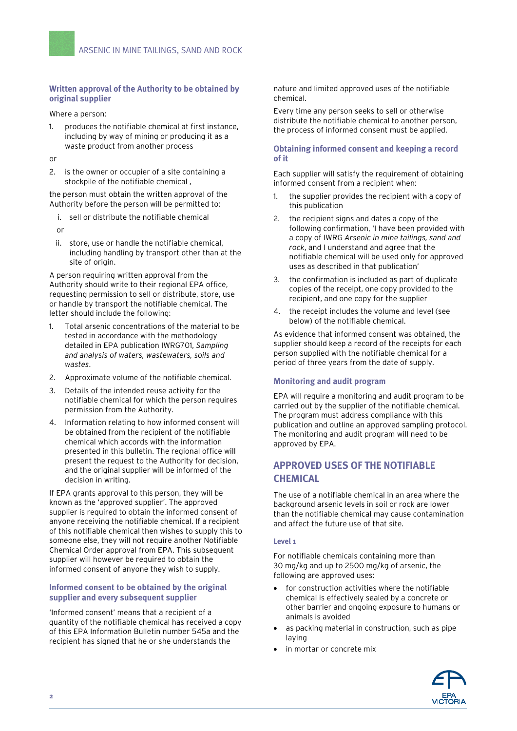### Written approval of the Authority to be obtained by original supplier

Where a person:

1. produces the notifiable chemical at first instance, including by way of mining or producing it as a waste product from another process

or

2. is the owner or occupier of a site containing a stockpile of the notifiable chemical ,

the person must obtain the written approval of the Authority before the person will be permitted to:

i. sell or distribute the notifiable chemical

or

ii. store, use or handle the notifiable chemical, including handling by transport other than at the site of origin.

A person requiring written approval from the Authority should write to their regional EPA office, requesting permission to sell or distribute, store, use or handle by transport the notifiable chemical. The letter should include the following:

1. Total arsenic concentrations of the material to be tested in accordance with the methodology detailed in EPA publication IWRG701, *Sampling and analysis of waters, wastewaters, soils and wastes*.
2. Approximate volume of the notifiable chemical.
3. Details of the intended reuse activity for the notifiable chemical for which the person requires permission from the Authority.
4. Information relating to how informed consent will be obtained from the recipient of the notifiable chemical which accords with the information presented in this bulletin. The regional office will present the request to the Authority for decision, and the original supplier will be informed of the decision in writing.

If EPA grants approval to this person, they will be known as the 'approved supplier'. The approved supplier is required to obtain the informed consent of anyone receiving the notifiable chemical. If a recipient of this notifiable chemical then wishes to supply this to someone else, they will not require another Notifiable Chemical Order approval from EPA. This subsequent supplier will however be required to obtain the informed consent of anyone they wish to supply.

### Informed consent to be obtained by the original supplier and every subsequent supplier

'Informed consent' means that a recipient of a quantity of the notifiable chemical has received a copy of this EPA Information Bulletin number 545a and the recipient has signed that he or she understands the nature and limited approved uses of the notifiable chemical.

Every time any person seeks to sell or otherwise distribute the notifiable chemical to another person, the process of informed consent must be applied.

### Obtaining informed consent and keeping a record of it

Each supplier will satisfy the requirement of obtaining informed consent from a recipient when:

1. the supplier provides the recipient with a copy of this publication
2. the recipient signs and dates a copy of the following confirmation, 'I have been provided with a copy of IWRG *Arsenic in mine tailings, sand and rock*, and I understand and agree that the notifiable chemical will be used only for approved uses as described in that publication'
3. the confirmation is included as part of duplicate copies of the receipt, one copy provided to the recipient, and one copy for the supplier
4. the receipt includes the volume and level (see below) of the notifiable chemical.

As evidence that informed consent was obtained, the supplier should keep a record of the receipts for each person supplied with the notifiable chemical for a period of three years from the date of supply.

### Monitoring and audit program

EPA will require a monitoring and audit program to be carried out by the supplier of the notifiable chemical. The program must address compliance with this publication and outline an approved sampling protocol. The monitoring and audit program will need to be approved by EPA.

## APPROVED USES OF THE NOTIFIABLE CHEMICAL

The use of a notifiable chemical in an area where the background arsenic levels in soil or rock are lower than the notifiable chemical may cause contamination and affect the future use of that site.

#### Level 1

For notifiable chemicals containing more than 30 mg/kg and up to 2500 mg/kg of arsenic, the following are approved uses:

- for construction activities where the notifiable chemical is effectively sealed by a concrete or other barrier and ongoing exposure to humans or animals is avoided
- as packing material in construction, such as pipe laying
- in mortar or concrete mix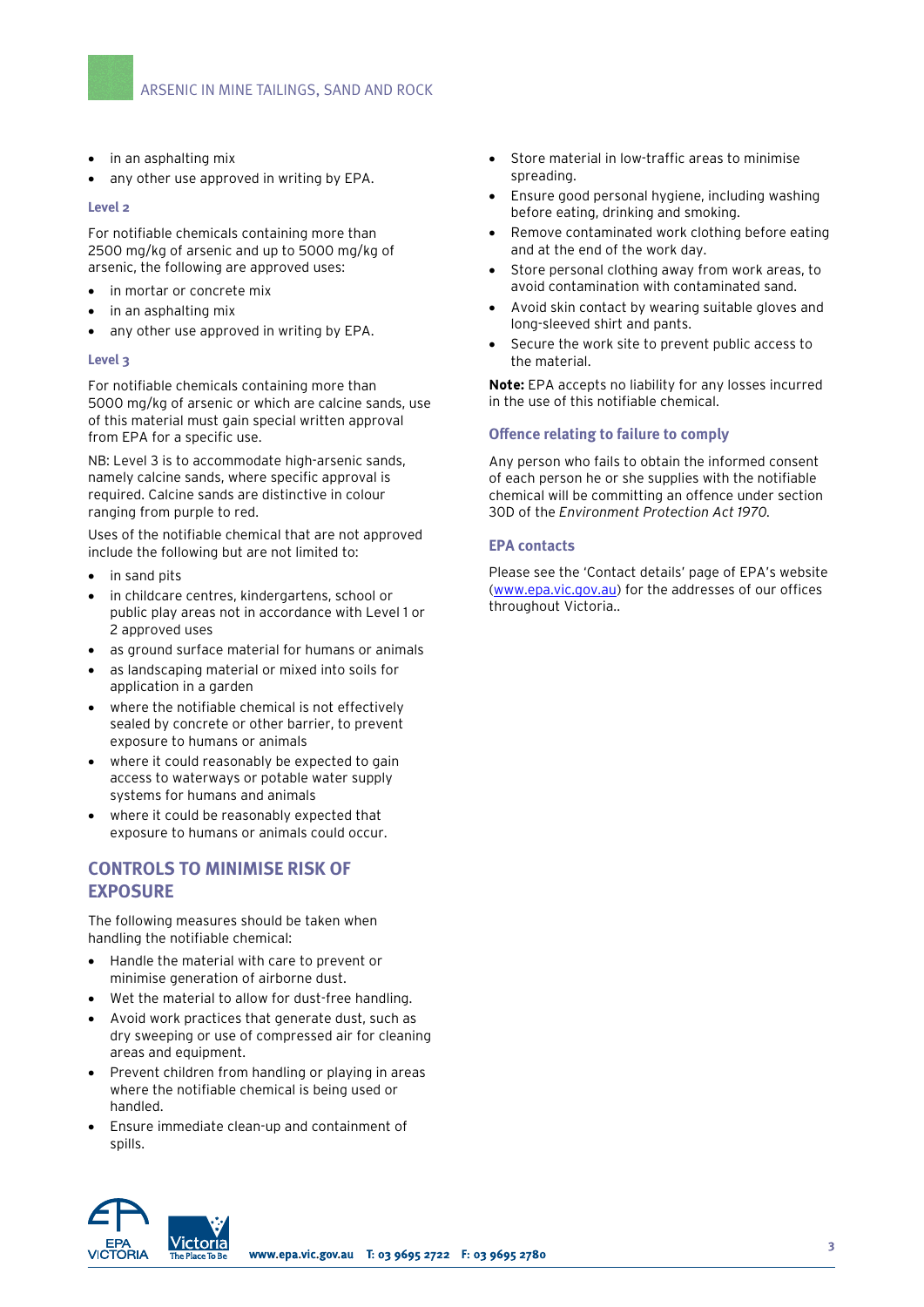- in an asphalting mix
- any other use approved in writing by EPA.

### Level 2

For notifiable chemicals containing more than 2500 mg/kg of arsenic and up to 5000 mg/kg of arsenic, the following are approved uses:

- in mortar or concrete mix
- in an asphalting mix
- any other use approved in writing by EPA.

### Level 3

For notifiable chemicals containing more than 5000 mg/kg of arsenic or which are calcine sands, use of this material must gain special written approval from EPA for a specific use.

NB: Level 3 is to accommodate high-arsenic sands, namely calcine sands, where specific approval is required. Calcine sands are distinctive in colour ranging from purple to red.

Uses of the notifiable chemical that are not approved include the following but are not limited to:

- in sand pits
- in childcare centres, kindergartens, school or public play areas not in accordance with Level 1 or 2 approved uses
- as ground surface material for humans or animals
- as landscaping material or mixed into soils for application in a garden
- where the notifiable chemical is not effectively sealed by concrete or other barrier, to prevent exposure to humans or animals
- where it could reasonably be expected to gain access to waterways or potable water supply systems for humans and animals
- where it could be reasonably expected that exposure to humans or animals could occur.

## CONTROLS TO MINIMISE RISK OF EXPOSURE

The following measures should be taken when handling the notifiable chemical:

- Handle the material with care to prevent or minimise generation of airborne dust.
- Wet the material to allow for dust-free handling.
- Avoid work practices that generate dust, such as dry sweeping or use of compressed air for cleaning areas and equipment.
- Prevent children from handling or playing in areas where the notifiable chemical is being used or handled.
- Ensure immediate clean-up and containment of spills.
- Store material in low-traffic areas to minimise spreading.
- Ensure good personal hygiene, including washing before eating, drinking and smoking.
- Remove contaminated work clothing before eating and at the end of the work day.
- Store personal clothing away from work areas, to avoid contamination with contaminated sand.
- Avoid skin contact by wearing suitable gloves and long-sleeved shirt and pants.
- Secure the work site to prevent public access to the material.

**Note:** EPA accepts no liability for any losses incurred in the use of this notifiable chemical.

### Offence relating to failure to comply

Any person who fails to obtain the informed consent of each person he or she supplies with the notifiable chemical will be committing an offence under section 30D of the *Environment Protection Act 1970.*

### EPA contacts

Please see the 'Contact details' page of EPA's website (www.epa.vic.gov.au) for the addresses of our offices throughout Victoria..